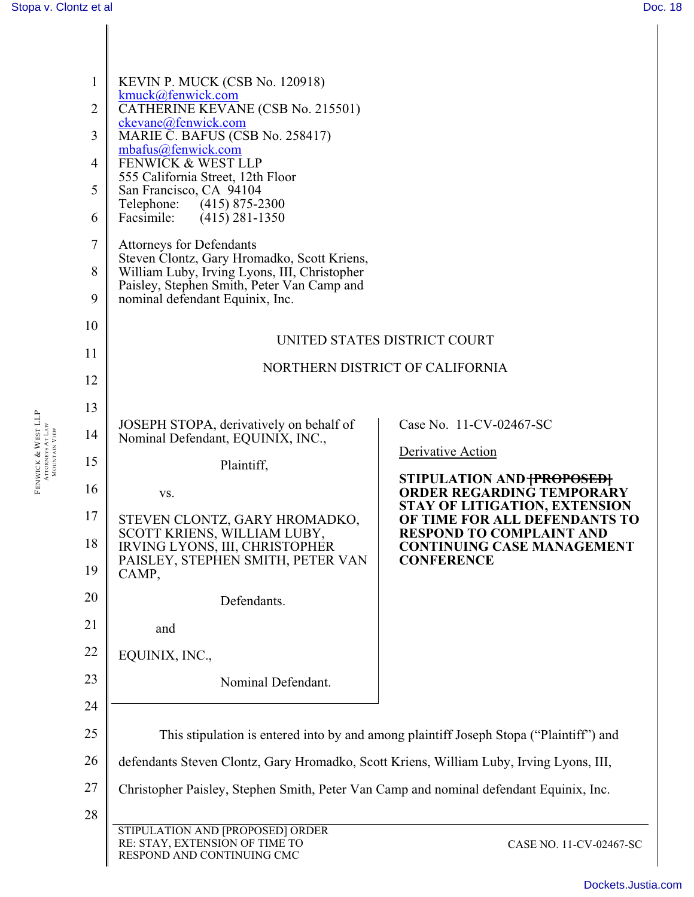KEVIN P. MUCK (CSB No. 120918)
kmuck@fenwick.com
CATHERINE KEVANE (CSB No. 215501)
ckevane@fenwick.com
MARIE C. BAFUS (CSB No. 258417)
mbafus@fenwick.com
FENWICK & WEST LLP
555 California Street, 12th Floor
San Francisco, CA 94104
Telephone: (415) 875-2300
Facsimile: (415) 281-1350

Attorneys for Defendants
Steven Clontz, Gary Hromadko, Scott Kriens, William Luby, Irving Lyons, III, Christopher Paisley, Stephen Smith, Peter Van Camp and nominal defendant Equinix, Inc.

UNITED STATES DISTRICT COURT

NORTHERN DISTRICT OF CALIFORNIA

JOSEPH STOPA, derivatively on behalf of Nominal Defendant, EQUINIX, INC.,

Plaintiff,

vs.

STEVEN CLONTZ, GARY HROMADKO, SCOTT KRIENS, WILLIAM LUBY, IRVING LYONS, III, CHRISTOPHER PAISLEY, STEPHEN SMITH, PETER VAN CAMP,

Defendants.

and

EQUINIX, INC.,

Nominal Defendant.

Case No. 11-CV-02467-SC

Derivative Action

**STIPULATION AND ~~[PROPOSED]~~ ORDER REGARDING TEMPORARY STAY OF LITIGATION, EXTENSION OF TIME FOR ALL DEFENDANTS TO RESPOND TO COMPLAINT AND CONTINUING CASE MANAGEMENT CONFERENCE**

This stipulation is entered into by and among plaintiff Joseph Stopa ("Plaintiff") and defendants Steven Clontz, Gary Hromadko, Scott Kriens, William Luby, Irving Lyons, III, Christopher Paisley, Stephen Smith, Peter Van Camp and nominal defendant Equinix, Inc.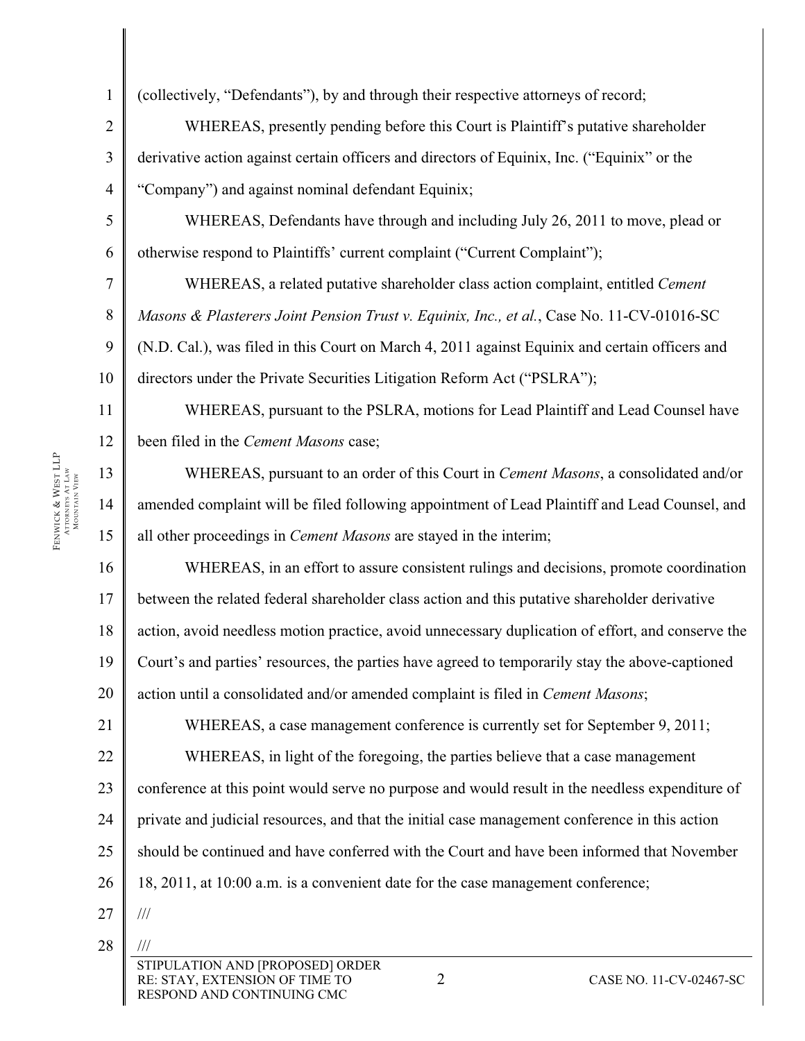(collectively, "Defendants"), by and through their respective attorneys of record;

WHEREAS, presently pending before this Court is Plaintiff's putative shareholder derivative action against certain officers and directors of Equinix, Inc. ("Equinix" or the "Company") and against nominal defendant Equinix;

WHEREAS, Defendants have through and including July 26, 2011 to move, plead or otherwise respond to Plaintiffs' current complaint ("Current Complaint");

WHEREAS, a related putative shareholder class action complaint, entitled *Cement Masons & Plasterers Joint Pension Trust v. Equinix, Inc., et al.*, Case No. 11-CV-01016-SC (N.D. Cal.), was filed in this Court on March 4, 2011 against Equinix and certain officers and directors under the Private Securities Litigation Reform Act ("PSLRA");

WHEREAS, pursuant to the PSLRA, motions for Lead Plaintiff and Lead Counsel have been filed in the *Cement Masons* case;

WHEREAS, pursuant to an order of this Court in *Cement Masons*, a consolidated and/or amended complaint will be filed following appointment of Lead Plaintiff and Lead Counsel, and all other proceedings in *Cement Masons* are stayed in the interim;

WHEREAS, in an effort to assure consistent rulings and decisions, promote coordination between the related federal shareholder class action and this putative shareholder derivative action, avoid needless motion practice, avoid unnecessary duplication of effort, and conserve the Court's and parties' resources, the parties have agreed to temporarily stay the above-captioned action until a consolidated and/or amended complaint is filed in *Cement Masons*;

WHEREAS, a case management conference is currently set for September 9, 2011;

WHEREAS, in light of the foregoing, the parties believe that a case management conference at this point would serve no purpose and would result in the needless expenditure of private and judicial resources, and that the initial case management conference in this action should be continued and have conferred with the Court and have been informed that November 18, 2011, at 10:00 a.m. is a convenient date for the case management conference;

///

///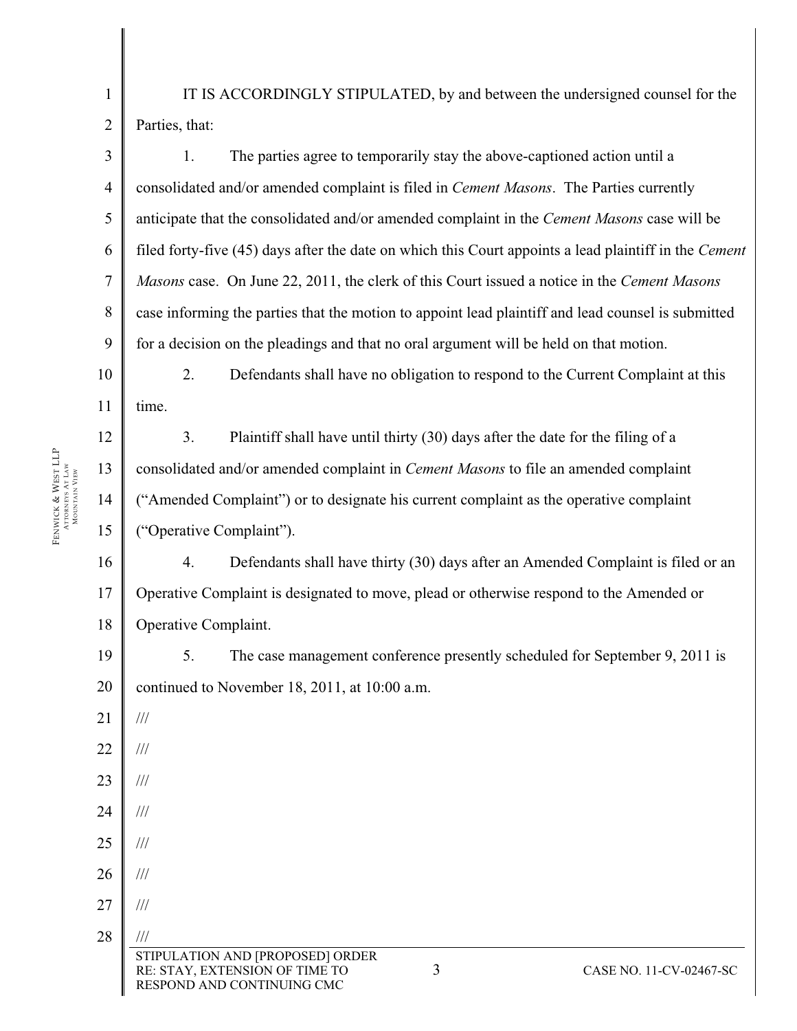IT IS ACCORDINGLY STIPULATED, by and between the undersigned counsel for the Parties, that:

1. The parties agree to temporarily stay the above-captioned action until a consolidated and/or amended complaint is filed in *Cement Masons*. The Parties currently anticipate that the consolidated and/or amended complaint in the *Cement Masons* case will be filed forty-five (45) days after the date on which this Court appoints a lead plaintiff in the *Cement Masons* case. On June 22, 2011, the clerk of this Court issued a notice in the *Cement Masons* case informing the parties that the motion to appoint lead plaintiff and lead counsel is submitted for a decision on the pleadings and that no oral argument will be held on that motion.

2. Defendants shall have no obligation to respond to the Current Complaint at this time.

3. Plaintiff shall have until thirty (30) days after the date for the filing of a consolidated and/or amended complaint in *Cement Masons* to file an amended complaint ("Amended Complaint") or to designate his current complaint as the operative complaint ("Operative Complaint").

4. Defendants shall have thirty (30) days after an Amended Complaint is filed or an Operative Complaint is designated to move, plead or otherwise respond to the Amended or Operative Complaint.

5. The case management conference presently scheduled for September 9, 2011 is continued to November 18, 2011, at 10:00 a.m.

///

///

///

///

///

///

///

///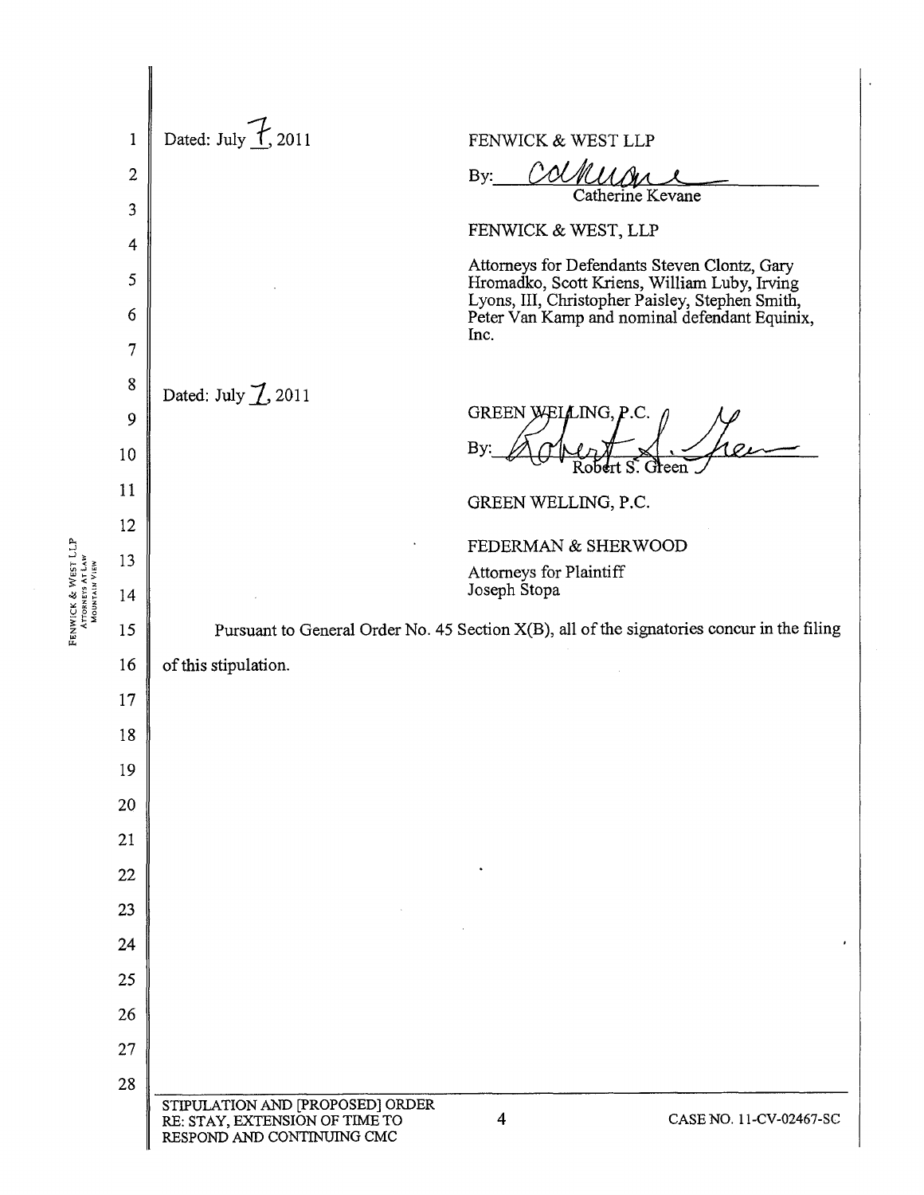Dated: July 7, 2011

FENWICK & WEST LLP

By: Catherine Kevane

FENWICK & WEST, LLP

Attorneys for Defendants Steven Clontz, Gary Hromadko, Scott Kriens, William Luby, Irving Lyons, III, Christopher Paisley, Stephen Smith, Peter Van Kamp and nominal defendant Equinix, Inc.

Dated: July 7, 2011

GREEN WELLING, P.C.

By: Robert S. Green

GREEN WELLING, P.C.

FEDERMAN & SHERWOOD

Attorneys for Plaintiff
Joseph Stopa

Pursuant to General Order No. 45 Section X(B), all of the signatories concur in the filing of this stipulation.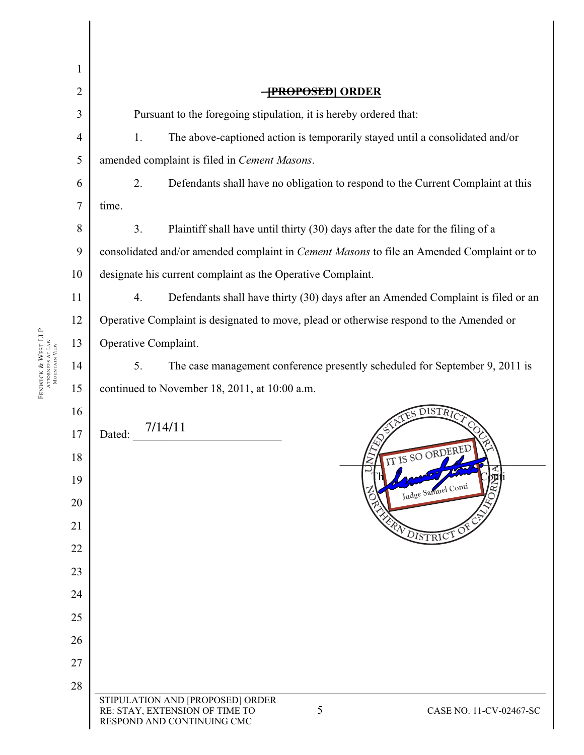## ~~[PROPOSED]~~ ORDER

Pursuant to the foregoing stipulation, it is hereby ordered that:

1. The above-captioned action is temporarily stayed until a consolidated and/or amended complaint is filed in *Cement Masons*.

2. Defendants shall have no obligation to respond to the Current Complaint at this time.

3. Plaintiff shall have until thirty (30) days after the date for the filing of a consolidated and/or amended complaint in *Cement Masons* to file an Amended Complaint or to designate his current complaint as the Operative Complaint.

4. Defendants shall have thirty (30) days after an Amended Complaint is filed or an Operative Complaint is designated to move, plead or otherwise respond to the Amended or Operative Complaint.

5. The case management conference presently scheduled for September 9, 2011 is continued to November 18, 2011, at 10:00 a.m.

Dated: 7/14/11

UNITED STATES DISTRICT COURT NORTHERN DISTRICT OF CALIFORNIA

IT IS SO ORDERED

Judge Samuel Conti

The Honorable Samuel Conti